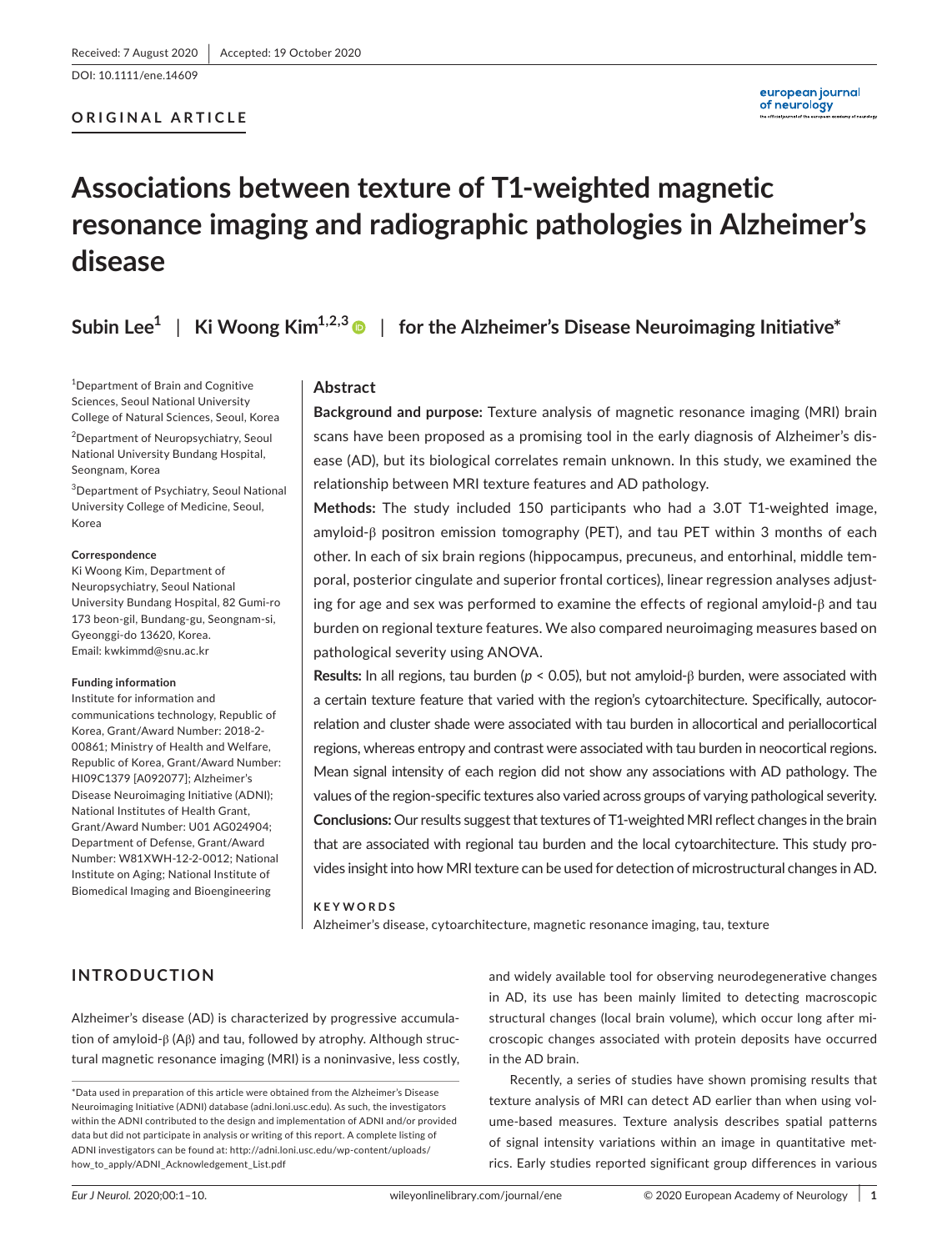Received: 7 August 2020 | Accepted: 19 October 2020

DOI: 10.1111/ene.14609

**ORIGINAL ARTICLE**

# Associations between texture of T1-weighted magnetic resonance imaging and radiographic pathologies in Alzheimer's disease

**Subin Lee**[1] | **Ki Woong Kim**[1,2,3] | **for the Alzheimer's Disease Neuroimaging Initiative***

[1]Department of Brain and Cognitive Sciences, Seoul National University College of Natural Sciences, Seoul, Korea

[2]Department of Neuropsychiatry, Seoul National University Bundang Hospital, Seongnam, Korea

[3]Department of Psychiatry, Seoul National University College of Medicine, Seoul, Korea

**Correspondence**

Ki Woong Kim, Department of Neuropsychiatry, Seoul National University Bundang Hospital, 82 Gumi-ro 173 beon-gil, Bundang-gu, Seongnam-si, Gyeonggi-do 13620, Korea.
Email: kwkimmd@snu.ac.kr

**Funding information**

Institute for information and communications technology, Republic of Korea, Grant/Award Number: 2018-2-00861; Ministry of Health and Welfare, Republic of Korea, Grant/Award Number: HI09C1379 [A092077]; Alzheimer's Disease Neuroimaging Initiative (ADNI); National Institutes of Health Grant, Grant/Award Number: U01 AG024904; Department of Defense, Grant/Award Number: W81XWH-12-2-0012; National Institute on Aging; National Institute of Biomedical Imaging and Bioengineering

## Abstract

**Background and purpose:** Texture analysis of magnetic resonance imaging (MRI) brain scans have been proposed as a promising tool in the early diagnosis of Alzheimer's disease (AD), but its biological correlates remain unknown. In this study, we examined the relationship between MRI texture features and AD pathology.

**Methods:** The study included 150 participants who had a 3.0T T1-weighted image, amyloid-β positron emission tomography (PET), and tau PET within 3 months of each other. In each of six brain regions (hippocampus, precuneus, and entorhinal, middle temporal, posterior cingulate and superior frontal cortices), linear regression analyses adjusting for age and sex was performed to examine the effects of regional amyloid-β and tau burden on regional texture features. We also compared neuroimaging measures based on pathological severity using ANOVA.

**Results:** In all regions, tau burden ($p < 0.05$), but not amyloid-β burden, were associated with a certain texture feature that varied with the region's cytoarchitecture. Specifically, autocorrelation and cluster shade were associated with tau burden in allocortical and periallocortical regions, whereas entropy and contrast were associated with tau burden in neocortical regions. Mean signal intensity of each region did not show any associations with AD pathology. The values of the region-specific textures also varied across groups of varying pathological severity.

**Conclusions:** Our results suggest that textures of T1-weighted MRI reflect changes in the brain that are associated with regional tau burden and the local cytoarchitecture. This study provides insight into how MRI texture can be used for detection of microstructural changes in AD.

**KEYWORDS**

Alzheimer's disease, cytoarchitecture, magnetic resonance imaging, tau, texture

## INTRODUCTION

Alzheimer's disease (AD) is characterized by progressive accumulation of amyloid-β (Aβ) and tau, followed by atrophy. Although structural magnetic resonance imaging (MRI) is a noninvasive, less costly, and widely available tool for observing neurodegenerative changes in AD, its use has been mainly limited to detecting macroscopic structural changes (local brain volume), which occur long after microscopic changes associated with protein deposits have occurred in the AD brain.

Recently, a series of studies have shown promising results that texture analysis of MRI can detect AD earlier than when using volume-based measures. Texture analysis describes spatial patterns of signal intensity variations within an image in quantitative metrics. Early studies reported significant group differences in various

*Data used in preparation of this article were obtained from the Alzheimer's Disease Neuroimaging Initiative (ADNI) database (adni.loni.usc.edu). As such, the investigators within the ADNI contributed to the design and implementation of ADNI and/or provided data but did not participate in analysis or writing of this report. A complete listing of ADNI investigators can be found at: http://adni.loni.usc.edu/wp-content/uploads/how_to_apply/ADNI_Acknowledgement_List.pdf

© 2020 European Academy of Neurology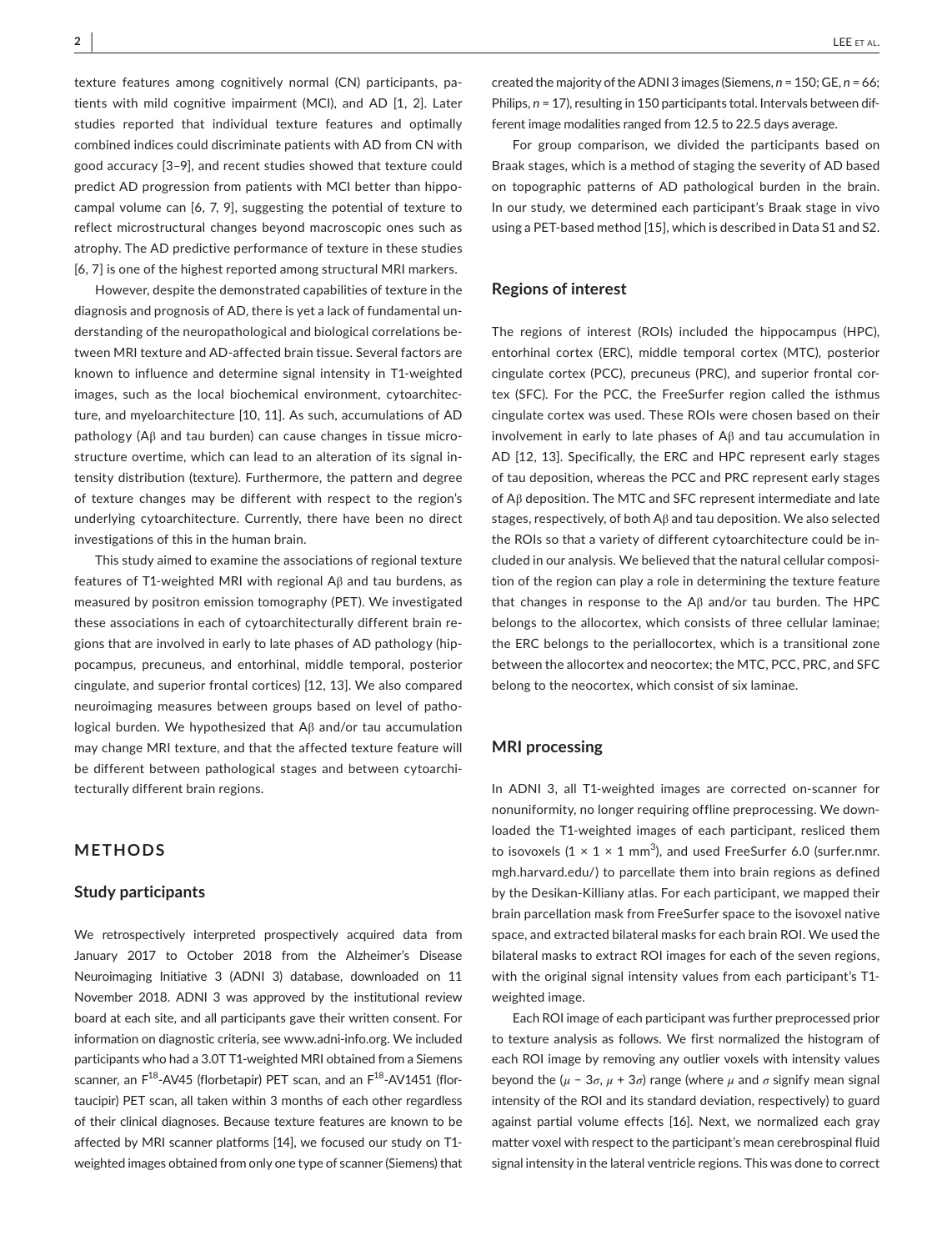texture features among cognitively normal (CN) participants, patients with mild cognitive impairment (MCI), and AD [1, 2]. Later studies reported that individual texture features and optimally combined indices could discriminate patients with AD from CN with good accuracy [3–9], and recent studies showed that texture could predict AD progression from patients with MCI better than hippocampal volume can [6, 7, 9], suggesting the potential of texture to reflect microstructural changes beyond macroscopic ones such as atrophy. The AD predictive performance of texture in these studies [6, 7] is one of the highest reported among structural MRI markers.

However, despite the demonstrated capabilities of texture in the diagnosis and prognosis of AD, there is yet a lack of fundamental understanding of the neuropathological and biological correlations between MRI texture and AD-affected brain tissue. Several factors are known to influence and determine signal intensity in T1-weighted images, such as the local biochemical environment, cytoarchitecture, and myeloarchitecture [10, 11]. As such, accumulations of AD pathology (Aβ and tau burden) can cause changes in tissue microstructure overtime, which can lead to an alteration of its signal intensity distribution (texture). Furthermore, the pattern and degree of texture changes may be different with respect to the region's underlying cytoarchitecture. Currently, there have been no direct investigations of this in the human brain.

This study aimed to examine the associations of regional texture features of T1-weighted MRI with regional Aβ and tau burdens, as measured by positron emission tomography (PET). We investigated these associations in each of cytoarchitecturally different brain regions that are involved in early to late phases of AD pathology (hippocampus, precuneus, and entorhinal, middle temporal, posterior cingulate, and superior frontal cortices) [12, 13]. We also compared neuroimaging measures between groups based on level of pathological burden. We hypothesized that Aβ and/or tau accumulation may change MRI texture, and that the affected texture feature will be different between pathological stages and between cytoarchitecturally different brain regions.

# METHODS

## Study participants

We retrospectively interpreted prospectively acquired data from January 2017 to October 2018 from the Alzheimer's Disease Neuroimaging Initiative 3 (ADNI 3) database, downloaded on 11 November 2018. ADNI 3 was approved by the institutional review board at each site, and all participants gave their written consent. For information on diagnostic criteria, see www.adni-info.org. We included participants who had a 3.0T T1-weighted MRI obtained from a Siemens scanner, an $F^{18}$-AV45 (florbetapir) PET scan, and an $F^{18}$-AV1451 (flortaucipir) PET scan, all taken within 3 months of each other regardless of their clinical diagnoses. Because texture features are known to be affected by MRI scanner platforms [14], we focused our study on T1-weighted images obtained from only one type of scanner (Siemens) that created the majority of the ADNI 3 images (Siemens, $n = 150$; GE, $n = 66$; Philips, $n = 17$), resulting in 150 participants total. Intervals between different image modalities ranged from 12.5 to 22.5 days average.

For group comparison, we divided the participants based on Braak stages, which is a method of staging the severity of AD based on topographic patterns of AD pathological burden in the brain. In our study, we determined each participant's Braak stage in vivo using a PET-based method [15], which is described in Data S1 and S2.

## Regions of interest

The regions of interest (ROIs) included the hippocampus (HPC), entorhinal cortex (ERC), middle temporal cortex (MTC), posterior cingulate cortex (PCC), precuneus (PRC), and superior frontal cortex (SFC). For the PCC, the FreeSurfer region called the isthmus cingulate cortex was used. These ROIs were chosen based on their involvement in early to late phases of Aβ and tau accumulation in AD [12, 13]. Specifically, the ERC and HPC represent early stages of tau deposition, whereas the PCC and PRC represent early stages of Aβ deposition. The MTC and SFC represent intermediate and late stages, respectively, of both Aβ and tau deposition. We also selected the ROIs so that a variety of different cytoarchitecture could be included in our analysis. We believed that the natural cellular composition of the region can play a role in determining the texture feature that changes in response to the Aβ and/or tau burden. The HPC belongs to the allocortex, which consists of three cellular laminae; the ERC belongs to the periallocortex, which is a transitional zone between the allocortex and neocortex; the MTC, PCC, PRC, and SFC belong to the neocortex, which consist of six laminae.

## MRI processing

In ADNI 3, all T1-weighted images are corrected on-scanner for nonuniformity, no longer requiring offline preprocessing. We downloaded the T1-weighted images of each participant, resliced them to isovoxels ($1 \times 1 \times 1$ mm$^3$), and used FreeSurfer 6.0 (surfer.nmr.mgh.harvard.edu/) to parcellate them into brain regions as defined by the Desikan-Killiany atlas. For each participant, we mapped their brain parcellation mask from FreeSurfer space to the isovoxel native space, and extracted bilateral masks for each brain ROI. We used the bilateral masks to extract ROI images for each of the seven regions, with the original signal intensity values from each participant's T1-weighted image.

Each ROI image of each participant was further preprocessed prior to texture analysis as follows. We first normalized the histogram of each ROI image by removing any outlier voxels with intensity values beyond the ($\mu - 3\sigma$, $\mu + 3\sigma$) range (where $\mu$ and $\sigma$ signify mean signal intensity of the ROI and its standard deviation, respectively) to guard against partial volume effects [16]. Next, we normalized each gray matter voxel with respect to the participant's mean cerebrospinal fluid signal intensity in the lateral ventricle regions. This was done to correct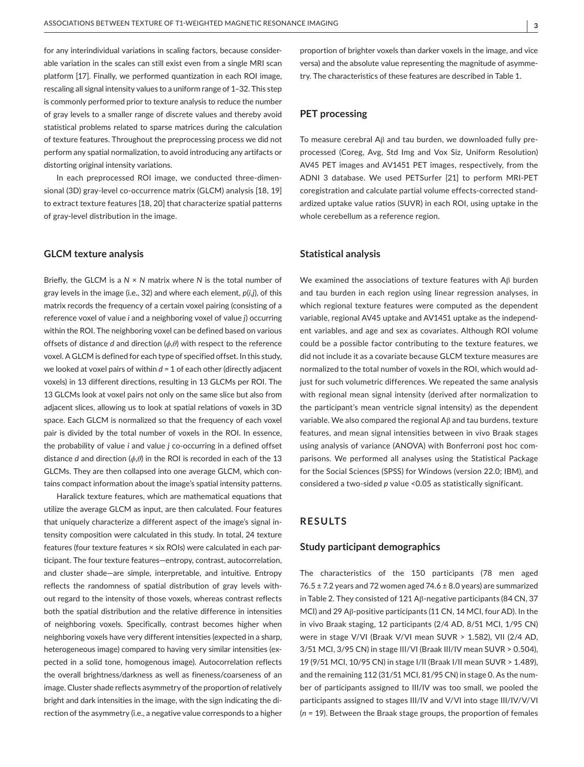for any interindividual variations in scaling factors, because considerable variation in the scales can still exist even from a single MRI scan platform [17]. Finally, we performed quantization in each ROI image, rescaling all signal intensity values to a uniform range of 1–32. This step is commonly performed prior to texture analysis to reduce the number of gray levels to a smaller range of discrete values and thereby avoid statistical problems related to sparse matrices during the calculation of texture features. Throughout the preprocessing process we did not perform any spatial normalization, to avoid introducing any artifacts or distorting original intensity variations.

In each preprocessed ROI image, we conducted three-dimensional (3D) gray-level co-occurrence matrix (GLCM) analysis [18, 19] to extract texture features [18, 20] that characterize spatial patterns of gray-level distribution in the image.

## GLCM texture analysis

Briefly, the GLCM is a $N \times N$ matrix where $N$ is the total number of gray levels in the image (i.e., 32) and where each element, $p(i,j)$, of this matrix records the frequency of a certain voxel pairing (consisting of a reference voxel of value $i$ and a neighboring voxel of value $j$) occurring within the ROI. The neighboring voxel can be defined based on various offsets of distance $d$ and direction ($\phi,\theta$) with respect to the reference voxel. A GLCM is defined for each type of specified offset. In this study, we looked at voxel pairs of within $d = 1$ of each other (directly adjacent voxels) in 13 different directions, resulting in 13 GLCMs per ROI. The 13 GLCMs look at voxel pairs not only on the same slice but also from adjacent slices, allowing us to look at spatial relations of voxels in 3D space. Each GLCM is normalized so that the frequency of each voxel pair is divided by the total number of voxels in the ROI. In essence, the probability of value $i$ and value $j$ co-occurring in a defined offset distance $d$ and direction ($\phi,\theta$) in the ROI is recorded in each of the 13 GLCMs. They are then collapsed into one average GLCM, which contains compact information about the image's spatial intensity patterns.

Haralick texture features, which are mathematical equations that utilize the average GLCM as input, are then calculated. Four features that uniquely characterize a different aspect of the image's signal intensity composition were calculated in this study. In total, 24 texture features (four texture features × six ROIs) were calculated in each participant. The four texture features—entropy, contrast, autocorrelation, and cluster shade—are simple, interpretable, and intuitive. Entropy reflects the randomness of spatial distribution of gray levels without regard to the intensity of those voxels, whereas contrast reflects both the spatial distribution and the relative difference in intensities of neighboring voxels. Specifically, contrast becomes higher when neighboring voxels have very different intensities (expected in a sharp, heterogeneous image) compared to having very similar intensities (expected in a solid tone, homogenous image). Autocorrelation reflects the overall brightness/darkness as well as fineness/coarseness of an image. Cluster shade reflects asymmetry of the proportion of relatively bright and dark intensities in the image, with the sign indicating the direction of the asymmetry (i.e., a negative value corresponds to a higher proportion of brighter voxels than darker voxels in the image, and vice versa) and the absolute value representing the magnitude of asymmetry. The characteristics of these features are described in Table 1.

## PET processing

To measure cerebral Aβ and tau burden, we downloaded fully preprocessed (Coreg, Avg, Std Img and Vox Siz, Uniform Resolution) AV45 PET images and AV1451 PET images, respectively, from the ADNI 3 database. We used PETSurfer [21] to perform MRI-PET coregistration and calculate partial volume effects-corrected standardized uptake value ratios (SUVR) in each ROI, using uptake in the whole cerebellum as a reference region.

## Statistical analysis

We examined the associations of texture features with Aβ burden and tau burden in each region using linear regression analyses, in which regional texture features were computed as the dependent variable, regional AV45 uptake and AV1451 uptake as the independent variables, and age and sex as covariates. Although ROI volume could be a possible factor contributing to the texture features, we did not include it as a covariate because GLCM texture measures are normalized to the total number of voxels in the ROI, which would adjust for such volumetric differences. We repeated the same analysis with regional mean signal intensity (derived after normalization to the participant's mean ventricle signal intensity) as the dependent variable. We also compared the regional Aβ and tau burdens, texture features, and mean signal intensities between in vivo Braak stages using analysis of variance (ANOVA) with Bonferroni post hoc comparisons. We performed all analyses using the Statistical Package for the Social Sciences (SPSS) for Windows (version 22.0; IBM), and considered a two-sided $p$ value <0.05 as statistically significant.

# RESULTS

## Study participant demographics

The characteristics of the 150 participants (78 men aged 76.5 ± 7.2 years and 72 women aged 74.6 ± 8.0 years) are summarized in Table 2. They consisted of 121 Aβ-negative participants (84 CN, 37 MCI) and 29 Aβ-positive participants (11 CN, 14 MCI, four AD). In the in vivo Braak staging, 12 participants (2/4 AD, 8/51 MCI, 1/95 CN) were in stage V/VI (Braak V/VI mean SUVR > 1.582), VII (2/4 AD, 3/51 MCI, 3/95 CN) in stage III/VI (Braak III/IV mean SUVR > 0.504), 19 (9/51 MCI, 10/95 CN) in stage I/II (Braak I/II mean SUVR > 1.489), and the remaining 112 (31/51 MCI, 81/95 CN) in stage 0. As the number of participants assigned to III/IV was too small, we pooled the participants assigned to stages III/IV and V/VI into stage III/IV/V/VI ($n$ = 19). Between the Braak stage groups, the proportion of females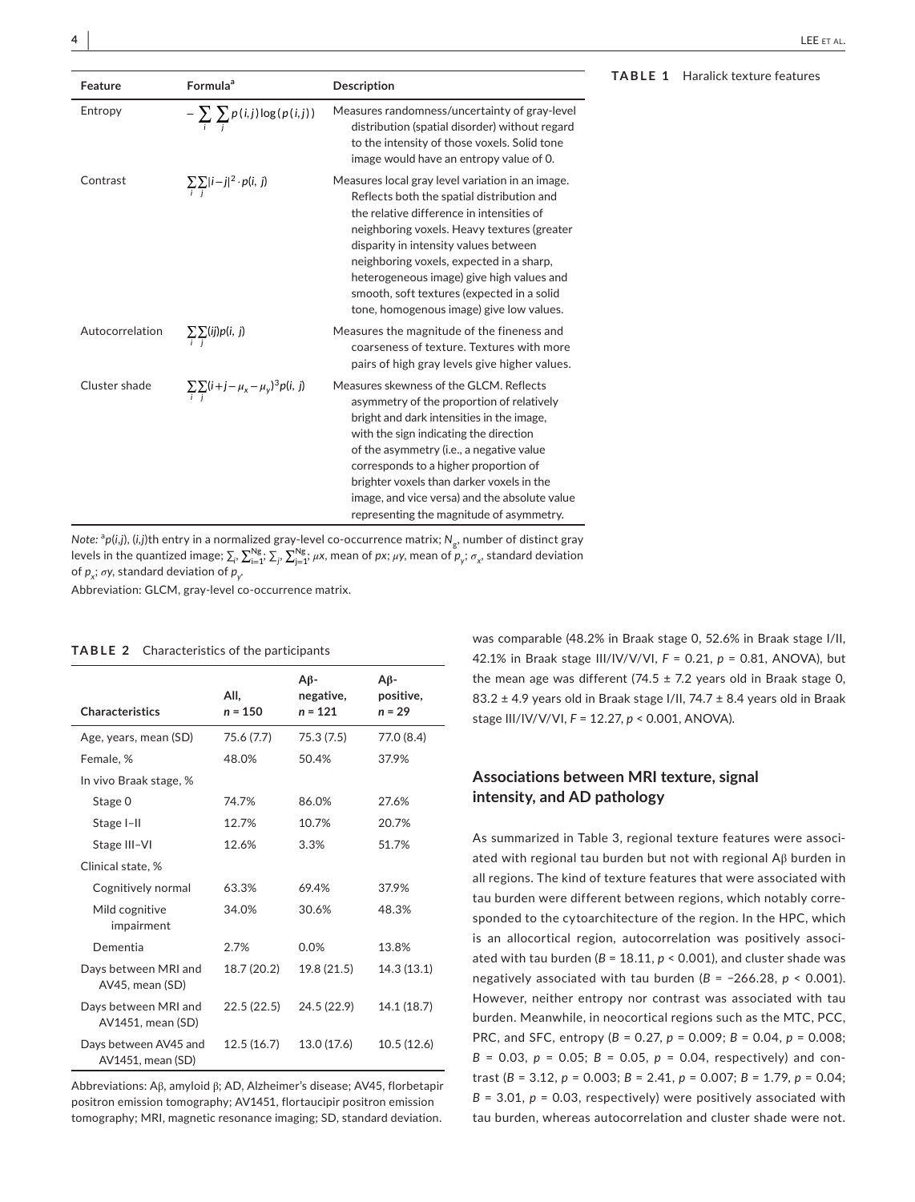**TABLE 1** Haralick texture features

| Feature | Formula[a] | Description |
|---|---|---|
| Entropy | $-\sum_i \sum_j p(i,j)\log(p(i,j))$ | Measures randomness/uncertainty of gray-level distribution (spatial disorder) without regard to the intensity of those voxels. Solid tone image would have an entropy value of 0. |
| Contrast | $\sum_i \sum_j \lvert i-j\rvert^2 \cdot p(i,j)$ | Measures local gray level variation in an image. Reflects both the spatial distribution and the relative difference in intensities of neighboring voxels. Heavy textures (greater disparity in intensity values between neighboring voxels, expected in a sharp, heterogeneous image) give high values and smooth, soft textures (expected in a solid tone, homogenous image) give low values. |
| Autocorrelation | $\sum_i \sum_j (ij)p(i,j)$ | Measures the magnitude of the fineness and coarseness of texture. Textures with more pairs of high gray levels give higher values. |
| Cluster shade | $\sum_i \sum_j (i+j-\mu_x-\mu_y)^3 p(i,j)$ | Measures skewness of the GLCM. Reflects asymmetry of the proportion of relatively bright and dark intensities in the image, with the sign indicating the direction of the asymmetry (i.e., a negative value corresponds to a higher proportion of brighter voxels than darker voxels in the image, and vice versa) and the absolute value representing the magnitude of asymmetry. |

*Note:* [a]$p(i,j)$, $(i,j)$th entry in a normalized gray-level co-occurrence matrix; $N_g$, number of distinct gray levels in the quantized image; $\sum_i$, $\sum_{i=1}^{N_g}$; $\sum_j$, $\sum_{j=1}^{N_g}$; $\mu x$, mean of $px$; $\mu y$, mean of $p_y$; $\sigma_x$, standard deviation of $p_x$; $\sigma y$, standard deviation of $p_y$.

Abbreviation: GLCM, gray-level co-occurrence matrix.

**TABLE 2** Characteristics of the participants

| Characteristics | All, $n = 150$ | Aβ-negative, $n = 121$ | Aβ-positive, $n = 29$ |
|---|---|---|---|
| Age, years, mean (SD) | 75.6 (7.7) | 75.3 (7.5) | 77.0 (8.4) |
| Female, % | 48.0% | 50.4% | 37.9% |
| In vivo Braak stage, % | | | |
| Stage 0 | 74.7% | 86.0% | 27.6% |
| Stage I–II | 12.7% | 10.7% | 20.7% |
| Stage III–VI | 12.6% | 3.3% | 51.7% |
| Clinical state, % | | | |
| Cognitively normal | 63.3% | 69.4% | 37.9% |
| Mild cognitive impairment | 34.0% | 30.6% | 48.3% |
| Dementia | 2.7% | 0.0% | 13.8% |
| Days between MRI and AV45, mean (SD) | 18.7 (20.2) | 19.8 (21.5) | 14.3 (13.1) |
| Days between MRI and AV1451, mean (SD) | 22.5 (22.5) | 24.5 (22.9) | 14.1 (18.7) |
| Days between AV45 and AV1451, mean (SD) | 12.5 (16.7) | 13.0 (17.6) | 10.5 (12.6) |

Abbreviations: Aβ, amyloid β; AD, Alzheimer's disease; AV45, florbetapir positron emission tomography; AV1451, flortaucipir positron emission tomography; MRI, magnetic resonance imaging; SD, standard deviation.

was comparable (48.2% in Braak stage 0, 52.6% in Braak stage I/II, 42.1% in Braak stage III/IV/V/VI, $F = 0.21$, $p = 0.81$, ANOVA), but the mean age was different (74.5 ± 7.2 years old in Braak stage 0, 83.2 ± 4.9 years old in Braak stage I/II, 74.7 ± 8.4 years old in Braak stage III/IV/V/VI, $F = 12.27$, $p < 0.001$, ANOVA).

## Associations between MRI texture, signal intensity, and AD pathology

As summarized in Table 3, regional texture features were associated with regional tau burden but not with regional Aβ burden in all regions. The kind of texture features that were associated with tau burden were different between regions, which notably corresponded to the cytoarchitecture of the region. In the HPC, which is an allocortical region, autocorrelation was positively associated with tau burden ($B = 18.11$, $p < 0.001$), and cluster shade was negatively associated with tau burden ($B = -266.28$, $p < 0.001$). However, neither entropy nor contrast was associated with tau burden. Meanwhile, in neocortical regions such as the MTC, PCC, PRC, and SFC, entropy ($B = 0.27$, $p = 0.009$; $B = 0.04$, $p = 0.008$; $B = 0.03$, $p = 0.05$; $B = 0.05$, $p = 0.04$, respectively) and contrast ($B = 3.12$, $p = 0.003$; $B = 2.41$, $p = 0.007$; $B = 1.79$, $p = 0.04$; $B = 3.01$, $p = 0.03$, respectively) were positively associated with tau burden, whereas autocorrelation and cluster shade were not.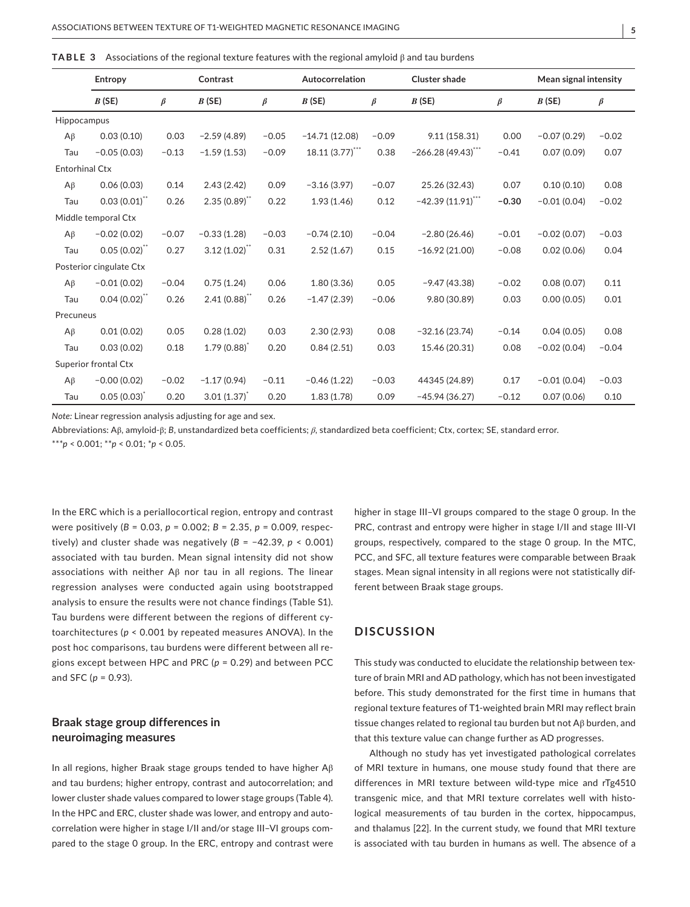**TABLE 3** Associations of the regional texture features with the regional amyloid β and tau burdens

| | Entropy | | Contrast | | Autocorrelation | | Cluster shade | | Mean signal intensity | |
|---|---|---|---|---|---|---|---|---|---|---|
| | *B* (SE) | *β* | *B* (SE) | *β* | *B* (SE) | *β* | *B* (SE) | *β* | *B* (SE) | *β* |
| Hippocampus | | | | | | | | | | |
| Aβ | 0.03 (0.10) | 0.03 | −2.59 (4.89) | −0.05 | −14.71 (12.08) | −0.09 | 9.11 (158.31) | 0.00 | −0.07 (0.29) | −0.02 |
| Tau | −0.05 (0.03) | −0.13 | −1.59 (1.53) | −0.09 | 18.11 (3.77)*** | 0.38 | −266.28 (49.43)*** | −0.41 | 0.07 (0.09) | 0.07 |
| Entorhinal Ctx | | | | | | | | | | |
| Aβ | 0.06 (0.03) | 0.14 | 2.43 (2.42) | 0.09 | −3.16 (3.97) | −0.07 | 25.26 (32.43) | 0.07 | 0.10 (0.10) | 0.08 |
| Tau | 0.03 (0.01)** | 0.26 | 2.35 (0.89)** | 0.22 | 1.93 (1.46) | 0.12 | −42.39 (11.91)*** | **−0.30** | −0.01 (0.04) | −0.02 |
| Middle temporal Ctx | | | | | | | | | | |
| Aβ | −0.02 (0.02) | −0.07 | −0.33 (1.28) | −0.03 | −0.74 (2.10) | −0.04 | −2.80 (26.46) | −0.01 | −0.02 (0.07) | −0.03 |
| Tau | 0.05 (0.02)** | 0.27 | 3.12 (1.02)** | 0.31 | 2.52 (1.67) | 0.15 | −16.92 (21.00) | −0.08 | 0.02 (0.06) | 0.04 |
| Posterior cingulate Ctx | | | | | | | | | | |
| Aβ | −0.01 (0.02) | −0.04 | 0.75 (1.24) | 0.06 | 1.80 (3.36) | 0.05 | −9.47 (43.38) | −0.02 | 0.08 (0.07) | 0.11 |
| Tau | 0.04 (0.02)** | 0.26 | 2.41 (0.88)** | 0.26 | −1.47 (2.39) | −0.06 | 9.80 (30.89) | 0.03 | 0.00 (0.05) | 0.01 |
| Precuneus | | | | | | | | | | |
| Aβ | 0.01 (0.02) | 0.05 | 0.28 (1.02) | 0.03 | 2.30 (2.93) | 0.08 | −32.16 (23.74) | −0.14 | 0.04 (0.05) | 0.08 |
| Tau | 0.03 (0.02) | 0.18 | 1.79 (0.88)* | 0.20 | 0.84 (2.51) | 0.03 | 15.46 (20.31) | 0.08 | −0.02 (0.04) | −0.04 |
| Superior frontal Ctx | | | | | | | | | | |
| Aβ | −0.00 (0.02) | −0.02 | −1.17 (0.94) | −0.11 | −0.46 (1.22) | −0.03 | 44345 (24.89) | 0.17 | −0.01 (0.04) | −0.03 |
| Tau | 0.05 (0.03)* | 0.20 | 3.01 (1.37)* | 0.20 | 1.83 (1.78) | 0.09 | −45.94 (36.27) | −0.12 | 0.07 (0.06) | 0.10 |

*Note:* Linear regression analysis adjusting for age and sex.

Abbreviations: Aβ, amyloid-β; *B*, unstandardized beta coefficients; *β*, standardized beta coefficient; Ctx, cortex; SE, standard error.

***$p < 0.001$; **$p < 0.01$; *$p < 0.05$.

In the ERC which is a periallocortical region, entropy and contrast were positively ($B = 0.03$, $p = 0.002$; $B = 2.35$, $p = 0.009$, respectively) and cluster shade was negatively ($B = -42.39$, $p < 0.001$) associated with tau burden. Mean signal intensity did not show associations with neither Aβ nor tau in all regions. The linear regression analyses were conducted again using bootstrapped analysis to ensure the results were not chance findings (Table S1). Tau burdens were different between the regions of different cytoarchitectures ($p < 0.001$ by repeated measures ANOVA). In the post hoc comparisons, tau burdens were different between all regions except between HPC and PRC ($p = 0.29$) and between PCC and SFC ($p = 0.93$).

### Braak stage group differences in neuroimaging measures

In all regions, higher Braak stage groups tended to have higher Aβ and tau burdens; higher entropy, contrast and autocorrelation; and lower cluster shade values compared to lower stage groups (Table 4). In the HPC and ERC, cluster shade was lower, and entropy and autocorrelation were higher in stage I/II and/or stage III–VI groups compared to the stage 0 group. In the ERC, entropy and contrast were higher in stage III–VI groups compared to the stage 0 group. In the PRC, contrast and entropy were higher in stage I/II and stage III-VI groups, respectively, compared to the stage 0 group. In the MTC, PCC, and SFC, all texture features were comparable between Braak stages. Mean signal intensity in all regions were not statistically different between Braak stage groups.

## DISCUSSION

This study was conducted to elucidate the relationship between texture of brain MRI and AD pathology, which has not been investigated before. This study demonstrated for the first time in humans that regional texture features of T1-weighted brain MRI may reflect brain tissue changes related to regional tau burden but not Aβ burden, and that this texture value can change further as AD progresses.

Although no study has yet investigated pathological correlates of MRI texture in humans, one mouse study found that there are differences in MRI texture between wild-type mice and rTg4510 transgenic mice, and that MRI texture correlates well with histological measurements of tau burden in the cortex, hippocampus, and thalamus [22]. In the current study, we found that MRI texture is associated with tau burden in humans as well. The absence of a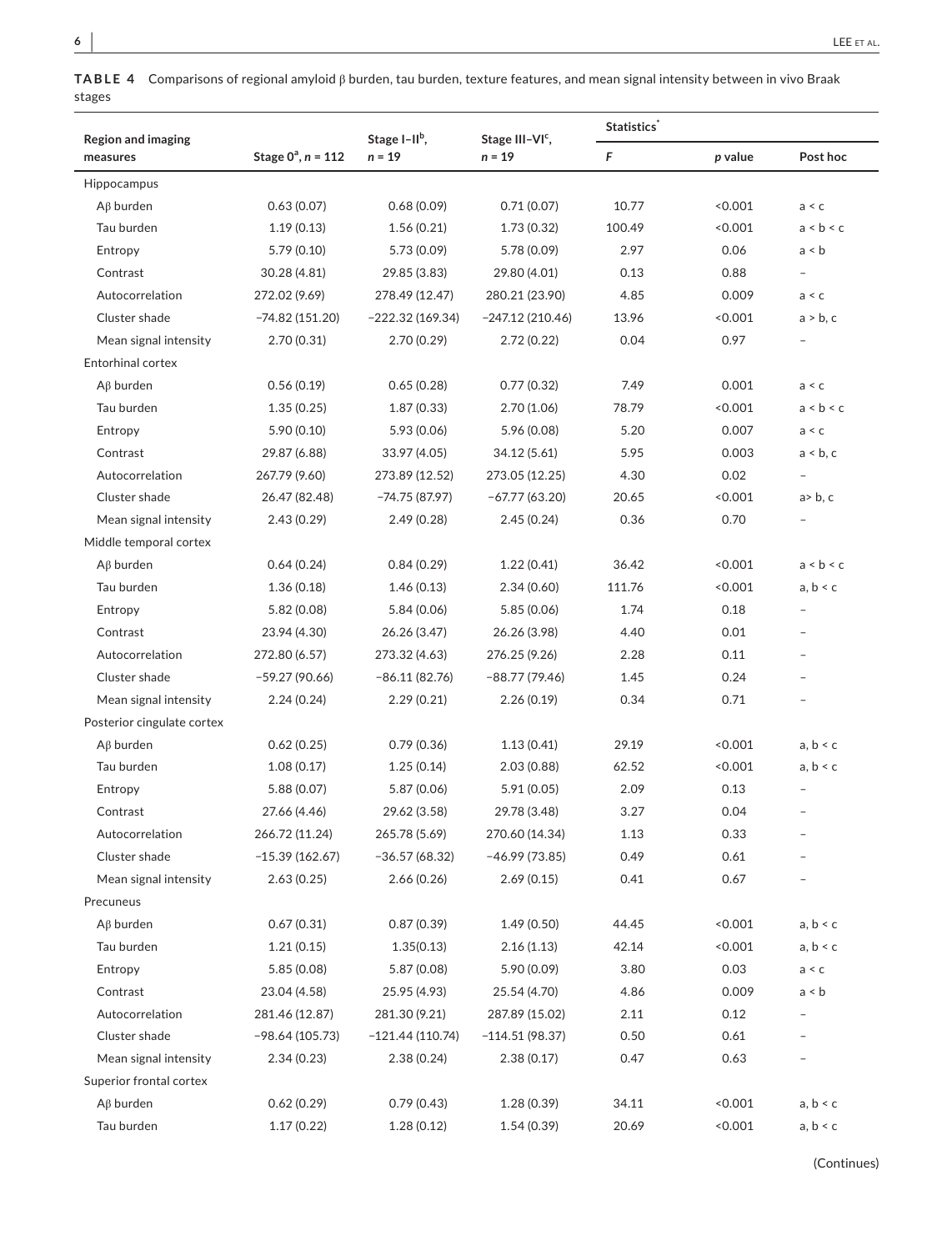**TABLE 4** Comparisons of regional amyloid β burden, tau burden, texture features, and mean signal intensity between in vivo Braak stages

| Region and imaging measures | Stage 0[a], n = 112 | Stage I–II[b], n = 19 | Stage III–VI[c], n = 19 | Statistics[*] | | |
|---|---|---|---|---|---|---|
| | | | | F | p value | Post hoc |
| Hippocampus | | | | | | |
| Aβ burden | 0.63 (0.07) | 0.68 (0.09) | 0.71 (0.07) | 10.77 | <0.001 | a < c |
| Tau burden | 1.19 (0.13) | 1.56 (0.21) | 1.73 (0.32) | 100.49 | <0.001 | a < b < c |
| Entropy | 5.79 (0.10) | 5.73 (0.09) | 5.78 (0.09) | 2.97 | 0.06 | a < b |
| Contrast | 30.28 (4.81) | 29.85 (3.83) | 29.80 (4.01) | 0.13 | 0.88 | – |
| Autocorrelation | 272.02 (9.69) | 278.49 (12.47) | 280.21 (23.90) | 4.85 | 0.009 | a < c |
| Cluster shade | −74.82 (151.20) | −222.32 (169.34) | −247.12 (210.46) | 13.96 | <0.001 | a > b, c |
| Mean signal intensity | 2.70 (0.31) | 2.70 (0.29) | 2.72 (0.22) | 0.04 | 0.97 | – |
| Entorhinal cortex | | | | | | |
| Aβ burden | 0.56 (0.19) | 0.65 (0.28) | 0.77 (0.32) | 7.49 | 0.001 | a < c |
| Tau burden | 1.35 (0.25) | 1.87 (0.33) | 2.70 (1.06) | 78.79 | <0.001 | a < b < c |
| Entropy | 5.90 (0.10) | 5.93 (0.06) | 5.96 (0.08) | 5.20 | 0.007 | a < c |
| Contrast | 29.87 (6.88) | 33.97 (4.05) | 34.12 (5.61) | 5.95 | 0.003 | a < b, c |
| Autocorrelation | 267.79 (9.60) | 273.89 (12.52) | 273.05 (12.25) | 4.30 | 0.02 | – |
| Cluster shade | 26.47 (82.48) | −74.75 (87.97) | −67.77 (63.20) | 20.65 | <0.001 | a> b, c |
| Mean signal intensity | 2.43 (0.29) | 2.49 (0.28) | 2.45 (0.24) | 0.36 | 0.70 | – |
| Middle temporal cortex | | | | | | |
| Aβ burden | 0.64 (0.24) | 0.84 (0.29) | 1.22 (0.41) | 36.42 | <0.001 | a < b < c |
| Tau burden | 1.36 (0.18) | 1.46 (0.13) | 2.34 (0.60) | 111.76 | <0.001 | a, b < c |
| Entropy | 5.82 (0.08) | 5.84 (0.06) | 5.85 (0.06) | 1.74 | 0.18 | – |
| Contrast | 23.94 (4.30) | 26.26 (3.47) | 26.26 (3.98) | 4.40 | 0.01 | – |
| Autocorrelation | 272.80 (6.57) | 273.32 (4.63) | 276.25 (9.26) | 2.28 | 0.11 | – |
| Cluster shade | −59.27 (90.66) | −86.11 (82.76) | −88.77 (79.46) | 1.45 | 0.24 | – |
| Mean signal intensity | 2.24 (0.24) | 2.29 (0.21) | 2.26 (0.19) | 0.34 | 0.71 | – |
| Posterior cingulate cortex | | | | | | |
| Aβ burden | 0.62 (0.25) | 0.79 (0.36) | 1.13 (0.41) | 29.19 | <0.001 | a, b < c |
| Tau burden | 1.08 (0.17) | 1.25 (0.14) | 2.03 (0.88) | 62.52 | <0.001 | a, b < c |
| Entropy | 5.88 (0.07) | 5.87 (0.06) | 5.91 (0.05) | 2.09 | 0.13 | – |
| Contrast | 27.66 (4.46) | 29.62 (3.58) | 29.78 (3.48) | 3.27 | 0.04 | – |
| Autocorrelation | 266.72 (11.24) | 265.78 (5.69) | 270.60 (14.34) | 1.13 | 0.33 | – |
| Cluster shade | −15.39 (162.67) | −36.57 (68.32) | −46.99 (73.85) | 0.49 | 0.61 | – |
| Mean signal intensity | 2.63 (0.25) | 2.66 (0.26) | 2.69 (0.15) | 0.41 | 0.67 | – |
| Precuneus | | | | | | |
| Aβ burden | 0.67 (0.31) | 0.87 (0.39) | 1.49 (0.50) | 44.45 | <0.001 | a, b < c |
| Tau burden | 1.21 (0.15) | 1.35(0.13) | 2.16 (1.13) | 42.14 | <0.001 | a, b < c |
| Entropy | 5.85 (0.08) | 5.87 (0.08) | 5.90 (0.09) | 3.80 | 0.03 | a < c |
| Contrast | 23.04 (4.58) | 25.95 (4.93) | 25.54 (4.70) | 4.86 | 0.009 | a < b |
| Autocorrelation | 281.46 (12.87) | 281.30 (9.21) | 287.89 (15.02) | 2.11 | 0.12 | – |
| Cluster shade | −98.64 (105.73) | −121.44 (110.74) | −114.51 (98.37) | 0.50 | 0.61 | – |
| Mean signal intensity | 2.34 (0.23) | 2.38 (0.24) | 2.38 (0.17) | 0.47 | 0.63 | – |
| Superior frontal cortex | | | | | | |
| Aβ burden | 0.62 (0.29) | 0.79 (0.43) | 1.28 (0.39) | 34.11 | <0.001 | a, b < c |
| Tau burden | 1.17 (0.22) | 1.28 (0.12) | 1.54 (0.39) | 20.69 | <0.001 | a, b < c |

(Continues)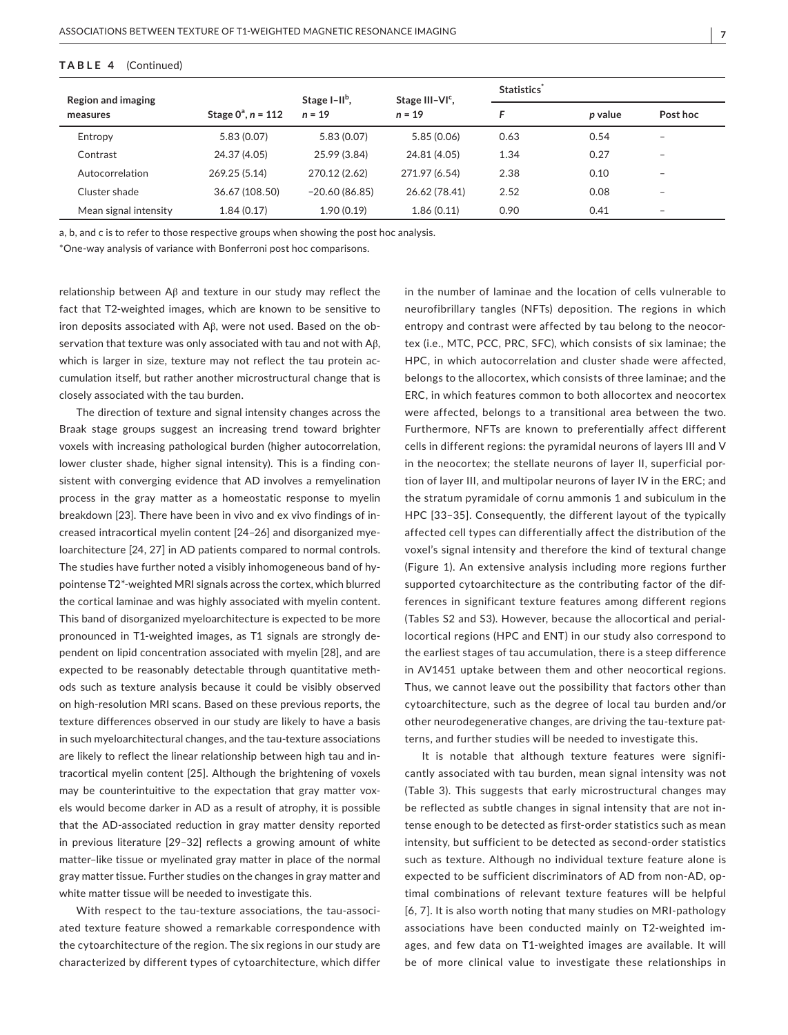**TABLE 4** (Continued)

| Region and imaging measures | Stage 0[a], $n = 112$ | Stage I–II[b], $n = 19$ | Stage III–VI[c], $n = 19$ | Statistics* | | |
|---|---|---|---|---|---|---|
| | | | | $F$ | $p$ value | Post hoc |
| Entropy | 5.83 (0.07) | 5.83 (0.07) | 5.85 (0.06) | 0.63 | 0.54 | – |
| Contrast | 24.37 (4.05) | 25.99 (3.84) | 24.81 (4.05) | 1.34 | 0.27 | – |
| Autocorrelation | 269.25 (5.14) | 270.12 (2.62) | 271.97 (6.54) | 2.38 | 0.10 | – |
| Cluster shade | 36.67 (108.50) | −20.60 (86.85) | 26.62 (78.41) | 2.52 | 0.08 | – |
| Mean signal intensity | 1.84 (0.17) | 1.90 (0.19) | 1.86 (0.11) | 0.90 | 0.41 | – |

a, b, and c is to refer to those respective groups when showing the post hoc analysis.

*One-way analysis of variance with Bonferroni post hoc comparisons.

relationship between Aβ and texture in our study may reflect the fact that T2-weighted images, which are known to be sensitive to iron deposits associated with Aβ, were not used. Based on the observation that texture was only associated with tau and not with Aβ, which is larger in size, texture may not reflect the tau protein accumulation itself, but rather another microstructural change that is closely associated with the tau burden.

The direction of texture and signal intensity changes across the Braak stage groups suggest an increasing trend toward brighter voxels with increasing pathological burden (higher autocorrelation, lower cluster shade, higher signal intensity). This is a finding consistent with converging evidence that AD involves a remyelination process in the gray matter as a homeostatic response to myelin breakdown [23]. There have been in vivo and ex vivo findings of increased intracortical myelin content [24–26] and disorganized myeloarchitecture [24, 27] in AD patients compared to normal controls. The studies have further noted a visibly inhomogeneous band of hypointense T2*-weighted MRI signals across the cortex, which blurred the cortical laminae and was highly associated with myelin content. This band of disorganized myeloarchitecture is expected to be more pronounced in T1-weighted images, as T1 signals are strongly dependent on lipid concentration associated with myelin [28], and are expected to be reasonably detectable through quantitative methods such as texture analysis because it could be visibly observed on high-resolution MRI scans. Based on these previous reports, the texture differences observed in our study are likely to have a basis in such myeloarchitectural changes, and the tau-texture associations are likely to reflect the linear relationship between high tau and intracortical myelin content [25]. Although the brightening of voxels may be counterintuitive to the expectation that gray matter voxels would become darker in AD as a result of atrophy, it is possible that the AD-associated reduction in gray matter density reported in previous literature [29–32] reflects a growing amount of white matter–like tissue or myelinated gray matter in place of the normal gray matter tissue. Further studies on the changes in gray matter and white matter tissue will be needed to investigate this.

With respect to the tau-texture associations, the tau-associated texture feature showed a remarkable correspondence with the cytoarchitecture of the region. The six regions in our study are characterized by different types of cytoarchitecture, which differ in the number of laminae and the location of cells vulnerable to neurofibrillary tangles (NFTs) deposition. The regions in which entropy and contrast were affected by tau belong to the neocortex (i.e., MTC, PCC, PRC, SFC), which consists of six laminae; the HPC, in which autocorrelation and cluster shade were affected, belongs to the allocortex, which consists of three laminae; and the ERC, in which features common to both allocortex and neocortex were affected, belongs to a transitional area between the two. Furthermore, NFTs are known to preferentially affect different cells in different regions: the pyramidal neurons of layers III and V in the neocortex; the stellate neurons of layer II, superficial portion of layer III, and multipolar neurons of layer IV in the ERC; and the stratum pyramidale of cornu ammonis 1 and subiculum in the HPC [33–35]. Consequently, the different layout of the typically affected cell types can differentially affect the distribution of the voxel's signal intensity and therefore the kind of textural change (Figure 1). An extensive analysis including more regions further supported cytoarchitecture as the contributing factor of the differences in significant texture features among different regions (Tables S2 and S3). However, because the allocortical and periallocortical regions (HPC and ENT) in our study also correspond to the earliest stages of tau accumulation, there is a steep difference in AV1451 uptake between them and other neocortical regions. Thus, we cannot leave out the possibility that factors other than cytoarchitecture, such as the degree of local tau burden and/or other neurodegenerative changes, are driving the tau-texture patterns, and further studies will be needed to investigate this.

It is notable that although texture features were significantly associated with tau burden, mean signal intensity was not (Table 3). This suggests that early microstructural changes may be reflected as subtle changes in signal intensity that are not intense enough to be detected as first-order statistics such as mean intensity, but sufficient to be detected as second-order statistics such as texture. Although no individual texture feature alone is expected to be sufficient discriminators of AD from non-AD, optimal combinations of relevant texture features will be helpful [6, 7]. It is also worth noting that many studies on MRI-pathology associations have been conducted mainly on T2-weighted images, and few data on T1-weighted images are available. It will be of more clinical value to investigate these relationships in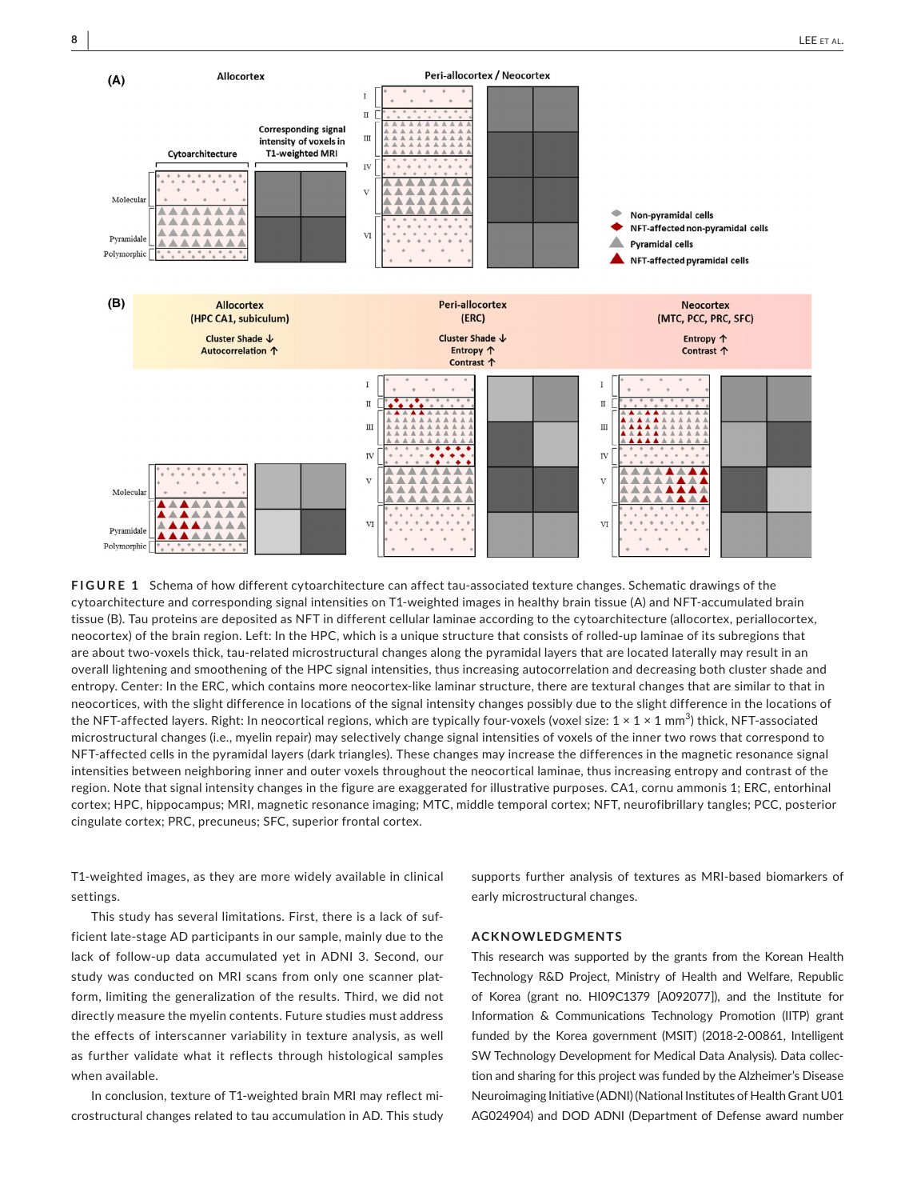**FIGURE 1** Schema of how different cytoarchitecture can affect tau-associated texture changes. Schematic drawings of the cytoarchitecture and corresponding signal intensities on T1-weighted images in healthy brain tissue (A) and NFT-accumulated brain tissue (B). Tau proteins are deposited as NFT in different cellular laminae according to the cytoarchitecture (allocortex, periallocortex, neocortex) of the brain region. Left: In the HPC, which is a unique structure that consists of rolled-up laminae of its subregions that are about two-voxels thick, tau-related microstructural changes along the pyramidal layers that are located laterally may result in an overall lightening and smoothening of the HPC signal intensities, thus increasing autocorrelation and decreasing both cluster shade and entropy. Center: In the ERC, which contains more neocortex-like laminar structure, there are textural changes that are similar to that in neocortices, with the slight difference in locations of the signal intensity changes possibly due to the slight difference in the locations of the NFT-affected layers. Right: In neocortical regions, which are typically four-voxels (voxel size: $1 \times 1 \times 1$ mm$^3$) thick, NFT-associated microstructural changes (i.e., myelin repair) may selectively change signal intensities of voxels of the inner two rows that correspond to NFT-affected cells in the pyramidal layers (dark triangles). These changes may increase the differences in the magnetic resonance signal intensities between neighboring inner and outer voxels throughout the neocortical laminae, thus increasing entropy and contrast of the region. Note that signal intensity changes in the figure are exaggerated for illustrative purposes. CA1, cornu ammonis 1; ERC, entorhinal cortex; HPC, hippocampus; MRI, magnetic resonance imaging; MTC, middle temporal cortex; NFT, neurofibrillary tangles; PCC, posterior cingulate cortex; PRC, precuneus; SFC, superior frontal cortex.

T1-weighted images, as they are more widely available in clinical settings.

This study has several limitations. First, there is a lack of sufficient late-stage AD participants in our sample, mainly due to the lack of follow-up data accumulated yet in ADNI 3. Second, our study was conducted on MRI scans from only one scanner platform, limiting the generalization of the results. Third, we did not directly measure the myelin contents. Future studies must address the effects of interscanner variability in texture analysis, as well as further validate what it reflects through histological samples when available.

In conclusion, texture of T1-weighted brain MRI may reflect microstructural changes related to tau accumulation in AD. This study supports further analysis of textures as MRI-based biomarkers of early microstructural changes.

## ACKNOWLEDGMENTS

This research was supported by the grants from the Korean Health Technology R&D Project, Ministry of Health and Welfare, Republic of Korea (grant no. HI09C1379 [A092077]), and the Institute for Information & Communications Technology Promotion (IITP) grant funded by the Korea government (MSIT) (2018-2-00861, Intelligent SW Technology Development for Medical Data Analysis). Data collection and sharing for this project was funded by the Alzheimer's Disease Neuroimaging Initiative (ADNI) (National Institutes of Health Grant U01 AG024904) and DOD ADNI (Department of Defense award number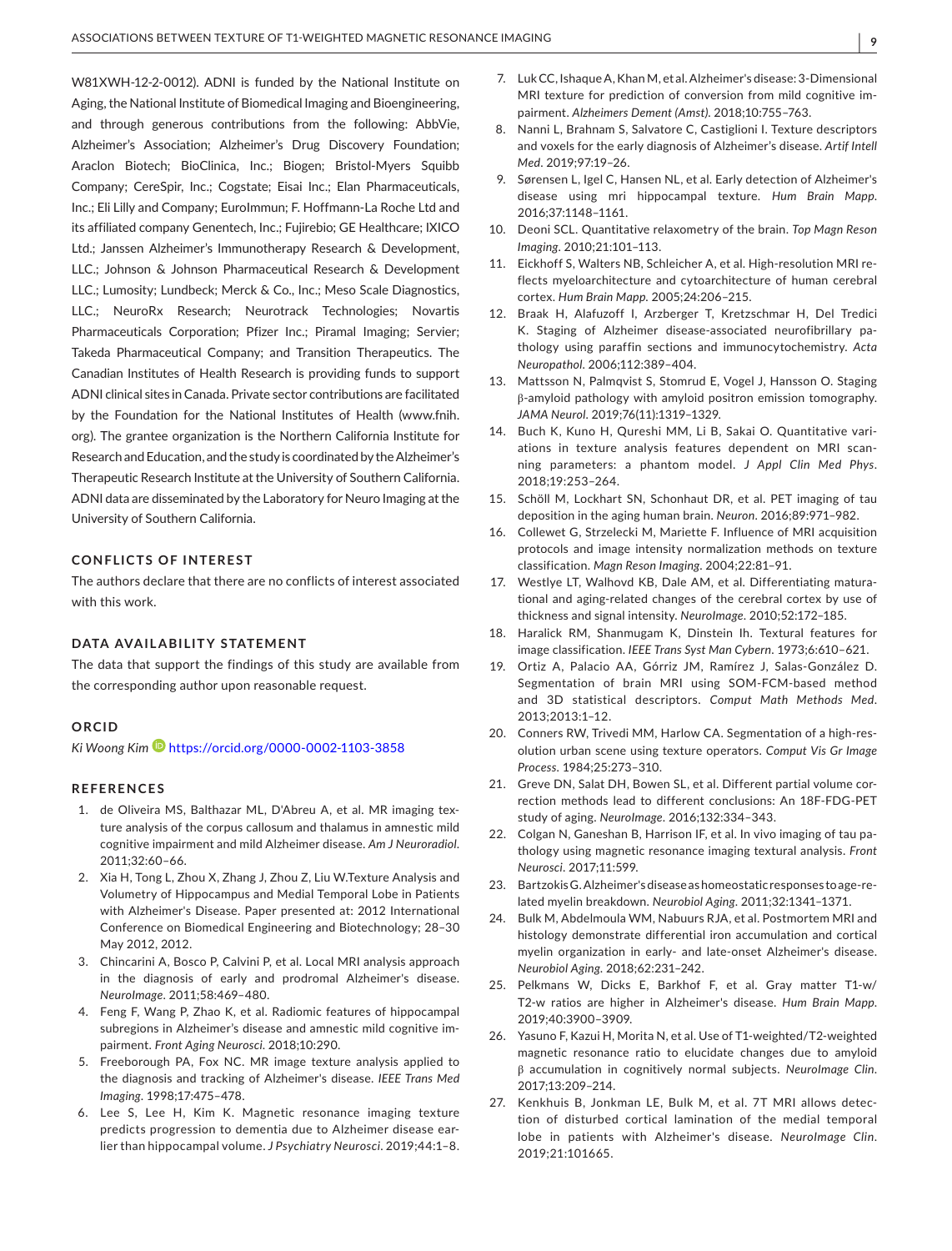W81XWH-12-2-0012). ADNI is funded by the National Institute on Aging, the National Institute of Biomedical Imaging and Bioengineering, and through generous contributions from the following: AbbVie, Alzheimer's Association; Alzheimer's Drug Discovery Foundation; Araclon Biotech; BioClinica, Inc.; Biogen; Bristol-Myers Squibb Company; CereSpir, Inc.; Cogstate; Eisai Inc.; Elan Pharmaceuticals, Inc.; Eli Lilly and Company; EuroImmun; F. Hoffmann-La Roche Ltd and its affiliated company Genentech, Inc.; Fujirebio; GE Healthcare; IXICO Ltd.; Janssen Alzheimer's Immunotherapy Research & Development, LLC.; Johnson & Johnson Pharmaceutical Research & Development LLC.; Lumosity; Lundbeck; Merck & Co., Inc.; Meso Scale Diagnostics, LLC.; NeuroRx Research; Neurotrack Technologies; Novartis Pharmaceuticals Corporation; Pfizer Inc.; Piramal Imaging; Servier; Takeda Pharmaceutical Company; and Transition Therapeutics. The Canadian Institutes of Health Research is providing funds to support ADNI clinical sites in Canada. Private sector contributions are facilitated by the Foundation for the National Institutes of Health (www.fnih.org). The grantee organization is the Northern California Institute for Research and Education, and the study is coordinated by the Alzheimer's Therapeutic Research Institute at the University of Southern California. ADNI data are disseminated by the Laboratory for Neuro Imaging at the University of Southern California.

## CONFLICTS OF INTEREST

The authors declare that there are no conflicts of interest associated with this work.

## DATA AVAILABILITY STATEMENT

The data that support the findings of this study are available from the corresponding author upon reasonable request.

## ORCID

*Ki Woong Kim* https://orcid.org/0000-0002-1103-3858

## REFERENCES

1. de Oliveira MS, Balthazar ML, D'Abreu A, et al. MR imaging texture analysis of the corpus callosum and thalamus in amnestic mild cognitive impairment and mild Alzheimer disease. *Am J Neuroradiol*. 2011;32:60–66.
2. Xia H, Tong L, Zhou X, Zhang J, Zhou Z, Liu W.Texture Analysis and Volumetry of Hippocampus and Medial Temporal Lobe in Patients with Alzheimer's Disease. Paper presented at: 2012 International Conference on Biomedical Engineering and Biotechnology; 28–30 May 2012, 2012.
3. Chincarini A, Bosco P, Calvini P, et al. Local MRI analysis approach in the diagnosis of early and prodromal Alzheimer's disease. *NeuroImage*. 2011;58:469–480.
4. Feng F, Wang P, Zhao K, et al. Radiomic features of hippocampal subregions in Alzheimer's disease and amnestic mild cognitive impairment. *Front Aging Neurosci*. 2018;10:290.
5. Freeborough PA, Fox NC. MR image texture analysis applied to the diagnosis and tracking of Alzheimer's disease. *IEEE Trans Med Imaging*. 1998;17:475–478.
6. Lee S, Lee H, Kim K. Magnetic resonance imaging texture predicts progression to dementia due to Alzheimer disease earlier than hippocampal volume. *J Psychiatry Neurosci*. 2019;44:1–8.
7. Luk CC, Ishaque A, Khan M, et al. Alzheimer's disease: 3-Dimensional MRI texture for prediction of conversion from mild cognitive impairment. *Alzheimers Dement (Amst)*. 2018;10:755–763.
8. Nanni L, Brahnam S, Salvatore C, Castiglioni I. Texture descriptors and voxels for the early diagnosis of Alzheimer's disease. *Artif Intell Med*. 2019;97:19–26.
9. Sørensen L, Igel C, Hansen NL, et al. Early detection of Alzheimer's disease using mri hippocampal texture. *Hum Brain Mapp*. 2016;37:1148–1161.
10. Deoni SCL. Quantitative relaxometry of the brain. *Top Magn Reson Imaging*. 2010;21:101–113.
11. Eickhoff S, Walters NB, Schleicher A, et al. High-resolution MRI reflects myeloarchitecture and cytoarchitecture of human cerebral cortex. *Hum Brain Mapp*. 2005;24:206–215.
12. Braak H, Alafuzoff I, Arzberger T, Kretzschmar H, Del Tredici K. Staging of Alzheimer disease-associated neurofibrillary pathology using paraffin sections and immunocytochemistry. *Acta Neuropathol*. 2006;112:389–404.
13. Mattsson N, Palmqvist S, Stomrud E, Vogel J, Hansson O. Staging β-amyloid pathology with amyloid positron emission tomography. *JAMA Neurol*. 2019;76(11):1319–1329.
14. Buch K, Kuno H, Qureshi MM, Li B, Sakai O. Quantitative variations in texture analysis features dependent on MRI scanning parameters: a phantom model. *J Appl Clin Med Phys*. 2018;19:253–264.
15. Schöll M, Lockhart SN, Schonhaut DR, et al. PET imaging of tau deposition in the aging human brain. *Neuron*. 2016;89:971–982.
16. Collewet G, Strzelecki M, Mariette F. Influence of MRI acquisition protocols and image intensity normalization methods on texture classification. *Magn Reson Imaging*. 2004;22:81–91.
17. Westlye LT, Walhovd KB, Dale AM, et al. Differentiating maturational and aging-related changes of the cerebral cortex by use of thickness and signal intensity. *NeuroImage*. 2010;52:172–185.
18. Haralick RM, Shanmugam K, Dinstein Ih. Textural features for image classification. *IEEE Trans Syst Man Cybern*. 1973;6:610–621.
19. Ortiz A, Palacio AA, Górriz JM, Ramírez J, Salas-González D. Segmentation of brain MRI using SOM-FCM-based method and 3D statistical descriptors. *Comput Math Methods Med*. 2013;2013:1–12.
20. Conners RW, Trivedi MM, Harlow CA. Segmentation of a high-resolution urban scene using texture operators. *Comput Vis Gr Image Process*. 1984;25:273–310.
21. Greve DN, Salat DH, Bowen SL, et al. Different partial volume correction methods lead to different conclusions: An 18F-FDG-PET study of aging. *NeuroImage*. 2016;132:334–343.
22. Colgan N, Ganeshan B, Harrison IF, et al. In vivo imaging of tau pathology using magnetic resonance imaging textural analysis. *Front Neurosci*. 2017;11:599.
23. Bartzokis G. Alzheimer's disease as homeostatic responses to age-related myelin breakdown. *Neurobiol Aging*. 2011;32:1341–1371.
24. Bulk M, Abdelmoula WM, Nabuurs RJA, et al. Postmortem MRI and histology demonstrate differential iron accumulation and cortical myelin organization in early- and late-onset Alzheimer's disease. *Neurobiol Aging*. 2018;62:231–242.
25. Pelkmans W, Dicks E, Barkhof F, et al. Gray matter T1-w/T2-w ratios are higher in Alzheimer's disease. *Hum Brain Mapp*. 2019;40:3900–3909.
26. Yasuno F, Kazui H, Morita N, et al. Use of T1-weighted/T2-weighted magnetic resonance ratio to elucidate changes due to amyloid β accumulation in cognitively normal subjects. *NeuroImage Clin*. 2017;13:209–214.
27. Kenkhuis B, Jonkman LE, Bulk M, et al. 7T MRI allows detection of disturbed cortical lamination of the medial temporal lobe in patients with Alzheimer's disease. *NeuroImage Clin*. 2019;21:101665.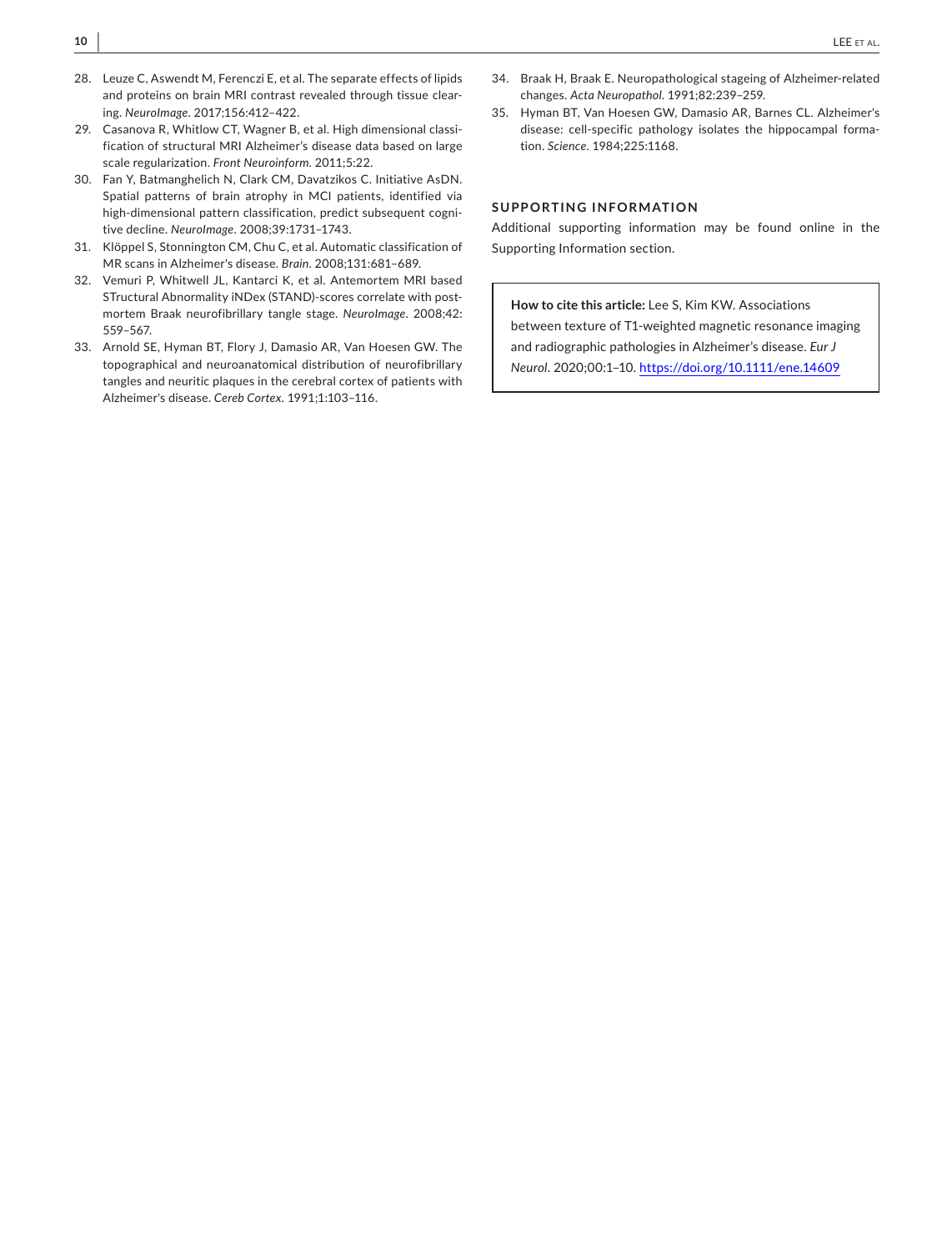28. Leuze C, Aswendt M, Ferenczi E, et al. The separate effects of lipids and proteins on brain MRI contrast revealed through tissue clearing. *NeuroImage*. 2017;156:412–422.
29. Casanova R, Whitlow CT, Wagner B, et al. High dimensional classification of structural MRI Alzheimer's disease data based on large scale regularization. *Front Neuroinform*. 2011;5:22.
30. Fan Y, Batmanghelich N, Clark CM, Davatzikos C. Initiative AsDN. Spatial patterns of brain atrophy in MCI patients, identified via high-dimensional pattern classification, predict subsequent cognitive decline. *NeuroImage*. 2008;39:1731–1743.
31. Klöppel S, Stonnington CM, Chu C, et al. Automatic classification of MR scans in Alzheimer's disease. *Brain*. 2008;131:681–689.
32. Vemuri P, Whitwell JL, Kantarci K, et al. Antemortem MRI based STructural Abnormality iNDex (STAND)-scores correlate with postmortem Braak neurofibrillary tangle stage. *NeuroImage*. 2008;42:559–567.
33. Arnold SE, Hyman BT, Flory J, Damasio AR, Van Hoesen GW. The topographical and neuroanatomical distribution of neurofibrillary tangles and neuritic plaques in the cerebral cortex of patients with Alzheimer's disease. *Cereb Cortex*. 1991;1:103–116.
34. Braak H, Braak E. Neuropathological stageing of Alzheimer-related changes. *Acta Neuropathol*. 1991;82:239–259.
35. Hyman BT, Van Hoesen GW, Damasio AR, Barnes CL. Alzheimer's disease: cell-specific pathology isolates the hippocampal formation. *Science*. 1984;225:1168.

## SUPPORTING INFORMATION

Additional supporting information may be found online in the Supporting Information section.

**How to cite this article:** Lee S, Kim KW. Associations between texture of T1-weighted magnetic resonance imaging and radiographic pathologies in Alzheimer's disease. *Eur J Neurol*. 2020;00:1–10. https://doi.org/10.1111/ene.14609